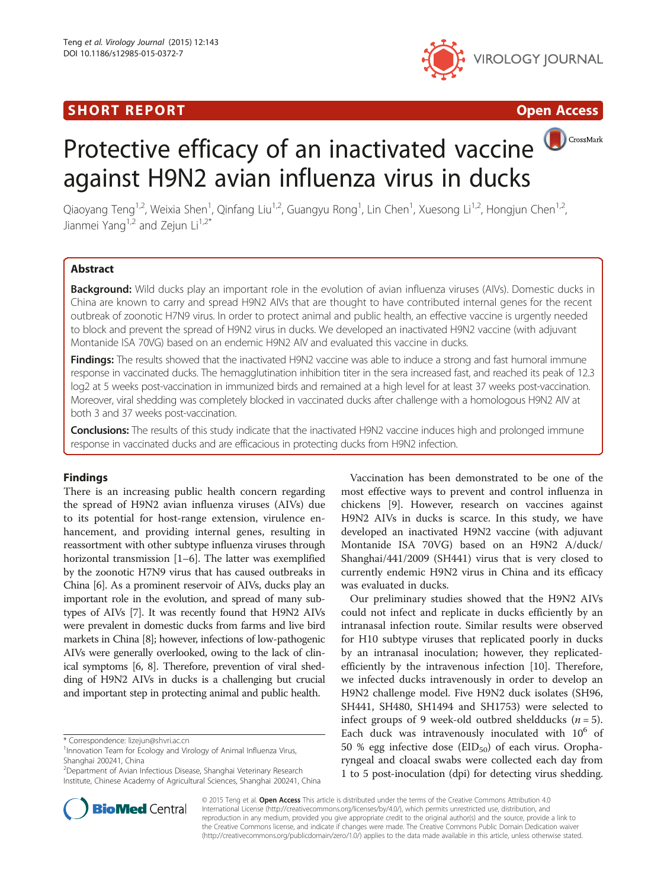**SHORT REPORT** **Open Access**

# Protective efficacy of an inactivated vaccine against H9N2 avian influenza virus in ducks

Qiaoyang Teng[1,2], Weixia Shen[1], Qinfang Liu[1,2], Guangyu Rong[1], Lin Chen[1], Xuesong Li[1,2], Hongjun Chen[1,2], Jianmei Yang[1,2] and Zejun Li[1,2*]

## Abstract

**Background:** Wild ducks play an important role in the evolution of avian influenza viruses (AIVs). Domestic ducks in China are known to carry and spread H9N2 AIVs that are thought to have contributed internal genes for the recent outbreak of zoonotic H7N9 virus. In order to protect animal and public health, an effective vaccine is urgently needed to block and prevent the spread of H9N2 virus in ducks. We developed an inactivated H9N2 vaccine (with adjuvant Montanide ISA 70VG) based on an endemic H9N2 AIV and evaluated this vaccine in ducks.

**Findings:** The results showed that the inactivated H9N2 vaccine was able to induce a strong and fast humoral immune response in vaccinated ducks. The hemagglutination inhibition titer in the sera increased fast, and reached its peak of 12.3 log2 at 5 weeks post-vaccination in immunized birds and remained at a high level for at least 37 weeks post-vaccination. Moreover, viral shedding was completely blocked in vaccinated ducks after challenge with a homologous H9N2 AIV at both 3 and 37 weeks post-vaccination.

**Conclusions:** The results of this study indicate that the inactivated H9N2 vaccine induces high and prolonged immune response in vaccinated ducks and are efficacious in protecting ducks from H9N2 infection.

## Findings

There is an increasing public health concern regarding the spread of H9N2 avian influenza viruses (AIVs) due to its potential for host-range extension, virulence enhancement, and providing internal genes, resulting in reassortment with other subtype influenza viruses through horizontal transmission [1–6]. The latter was exemplified by the zoonotic H7N9 virus that has caused outbreaks in China [6]. As a prominent reservoir of AIVs, ducks play an important role in the evolution, and spread of many subtypes of AIVs [7]. It was recently found that H9N2 AIVs were prevalent in domestic ducks from farms and live bird markets in China [8]; however, infections of low-pathogenic AIVs were generally overlooked, owing to the lack of clinical symptoms [6, 8]. Therefore, prevention of viral shedding of H9N2 AIVs in ducks is a challenging but crucial and important step in protecting animal and public health.

Vaccination has been demonstrated to be one of the most effective ways to prevent and control influenza in chickens [9]. However, research on vaccines against H9N2 AIVs in ducks is scarce. In this study, we have developed an inactivated H9N2 vaccine (with adjuvant Montanide ISA 70VG) based on an H9N2 A/duck/Shanghai/441/2009 (SH441) virus that is very closed to currently endemic H9N2 virus in China and its efficacy was evaluated in ducks.

Our preliminary studies showed that the H9N2 AIVs could not infect and replicate in ducks efficiently by an intranasal infection route. Similar results were observed for H10 subtype viruses that replicated poorly in ducks by an intranasal inoculation; however, they replicated-efficiently by the intravenous infection [10]. Therefore, we infected ducks intravenously in order to develop an H9N2 challenge model. Five H9N2 duck isolates (SH96, SH441, SH480, SH1494 and SH1753) were selected to infect groups of 9 week-old outbred sheldducks ($n = 5$). Each duck was intravenously inoculated with $10^6$ of 50 % egg infective dose ($EID_{50}$) of each virus. Oropharyngeal and cloacal swabs were collected each day from 1 to 5 post-inoculation (dpi) for detecting virus shedding.

---

\* Correspondence: lizejun@shvri.ac.cn

[1] Innovation Team for Ecology and Virology of Animal Influenza Virus, Shanghai 200241, China

[2] Department of Avian Infectious Disease, Shanghai Veterinary Research Institute, Chinese Academy of Agricultural Sciences, Shanghai 200241, China

© 2015 Teng et al. **Open Access** This article is distributed under the terms of the Creative Commons Attribution 4.0 International License (http://creativecommons.org/licenses/by/4.0/), which permits unrestricted use, distribution, and reproduction in any medium, provided you give appropriate credit to the original author(s) and the source, provide a link to the Creative Commons license, and indicate if changes were made. The Creative Commons Public Domain Dedication waiver (http://creativecommons.org/publicdomain/zero/1.0/) applies to the data made available in this article, unless otherwise stated.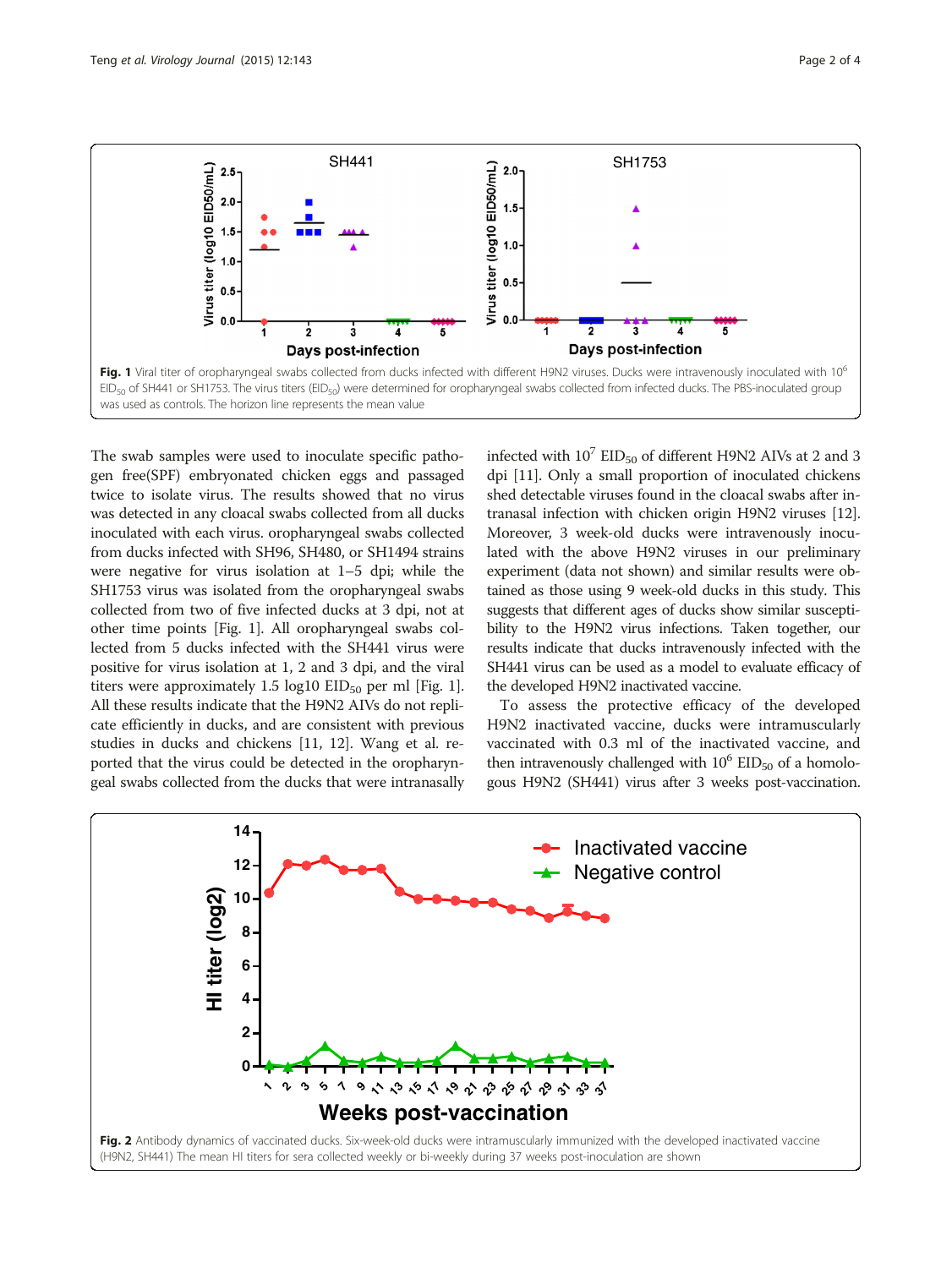Fig. 1 Viral titer of oropharyngeal swabs collected from ducks infected with different H9N2 viruses. Ducks were intravenously inoculated with $10^6$ $EID_{50}$ of SH441 or SH1753. The virus titers ($EID_{50}$) were determined for oropharyngeal swabs collected from infected ducks. The PBS-inoculated group was used as controls. The horizon line represents the mean value

The swab samples were used to inoculate specific pathogen free(SPF) embryonated chicken eggs and passaged twice to isolate virus. The results showed that no virus was detected in any cloacal swabs collected from all ducks inoculated with each virus. oropharyngeal swabs collected from ducks infected with SH96, SH480, or SH1494 strains were negative for virus isolation at 1–5 dpi; while the SH1753 virus was isolated from the oropharyngeal swabs collected from two of five infected ducks at 3 dpi, not at other time points [Fig. 1]. All oropharyngeal swabs collected from 5 ducks infected with the SH441 virus were positive for virus isolation at 1, 2 and 3 dpi, and the viral titers were approximately 1.5 log10 $EID_{50}$ per ml [Fig. 1]. All these results indicate that the H9N2 AIVs do not replicate efficiently in ducks, and are consistent with previous studies in ducks and chickens [11, 12]. Wang et al. reported that the virus could be detected in the oropharyngeal swabs collected from the ducks that were intranasally infected with $10^7$ $EID_{50}$ of different H9N2 AIVs at 2 and 3 dpi [11]. Only a small proportion of inoculated chickens shed detectable viruses found in the cloacal swabs after intranasal infection with chicken origin H9N2 viruses [12]. Moreover, 3 week-old ducks were intravenously inoculated with the above H9N2 viruses in our preliminary experiment (data not shown) and similar results were obtained as those using 9 week-old ducks in this study. This suggests that different ages of ducks show similar susceptibility to the H9N2 virus infections. Taken together, our results indicate that ducks intravenously infected with the SH441 virus can be used as a model to evaluate efficacy of the developed H9N2 inactivated vaccine.

To assess the protective efficacy of the developed H9N2 inactivated vaccine, ducks were intramuscularly vaccinated with 0.3 ml of the inactivated vaccine, and then intravenously challenged with $10^6$ $EID_{50}$ of a homologous H9N2 (SH441) virus after 3 weeks post-vaccination.

Fig. 2 Antibody dynamics of vaccinated ducks. Six-week-old ducks were intramuscularly immunized with the developed inactivated vaccine (H9N2, SH441) The mean HI titers for sera collected weekly or bi-weekly during 37 weeks post-inoculation are shown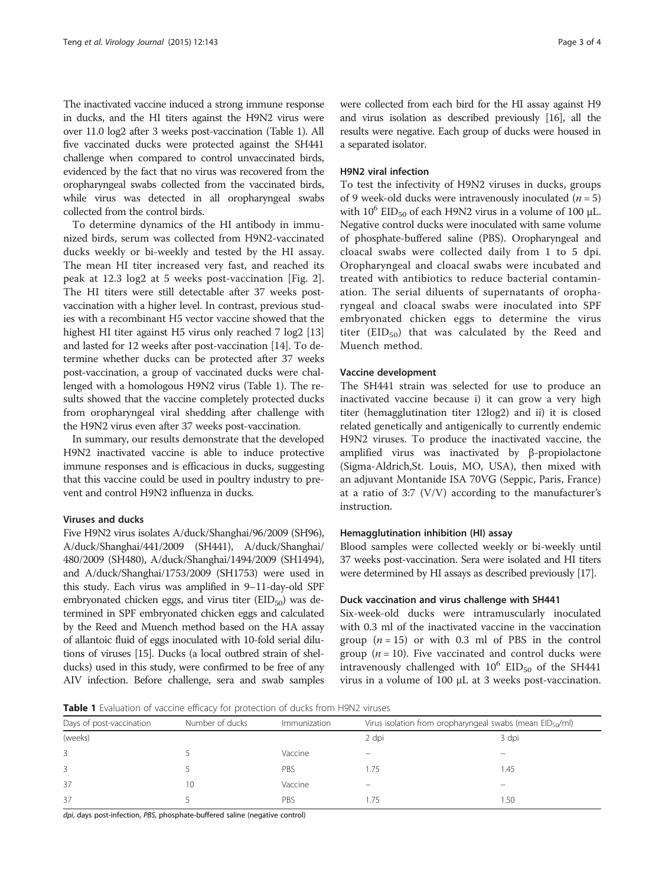The inactivated vaccine induced a strong immune response in ducks, and the HI titers against the H9N2 virus were over 11.0 log2 after 3 weeks post-vaccination (Table 1). All five vaccinated ducks were protected against the SH441 challenge when compared to control unvaccinated birds, evidenced by the fact that no virus was recovered from the oropharyngeal swabs collected from the vaccinated birds, while virus was detected in all oropharyngeal swabs collected from the control birds.

To determine dynamics of the HI antibody in immunized birds, serum was collected from H9N2-vaccinated ducks weekly or bi-weekly and tested by the HI assay. The mean HI titer increased very fast, and reached its peak at 12.3 log2 at 5 weeks post-vaccination [Fig. 2]. The HI titers were still detectable after 37 weeks post-vaccination with a higher level. In contrast, previous studies with a recombinant H5 vector vaccine showed that the highest HI titer against H5 virus only reached 7 log2 [13] and lasted for 12 weeks after post-vaccination [14]. To determine whether ducks can be protected after 37 weeks post-vaccination, a group of vaccinated ducks were challenged with a homologous H9N2 virus (Table 1). The results showed that the vaccine completely protected ducks from oropharyngeal viral shedding after challenge with the H9N2 virus even after 37 weeks post-vaccination.

In summary, our results demonstrate that the developed H9N2 inactivated vaccine is able to induce protective immune responses and is efficacious in ducks, suggesting that this vaccine could be used in poultry industry to prevent and control H9N2 influenza in ducks.

### Viruses and ducks

Five H9N2 virus isolates A/duck/Shanghai/96/2009 (SH96), A/duck/Shanghai/441/2009 (SH441), A/duck/Shanghai/480/2009 (SH480), A/duck/Shanghai/1494/2009 (SH1494), and A/duck/Shanghai/1753/2009 (SH1753) were used in this study. Each virus was amplified in 9–11-day-old SPF embryonated chicken eggs, and virus titer ($EID_{50}$) was determined in SPF embryonated chicken eggs and calculated by the Reed and Muench method based on the HA assay of allantoic fluid of eggs inoculated with 10-fold serial dilutions of viruses [15]. Ducks (a local outbred strain of shelducks) used in this study, were confirmed to be free of any AIV infection. Before challenge, sera and swab samples were collected from each bird for the HI assay against H9 and virus isolation as described previously [16], all the results were negative. Each group of ducks were housed in a separated isolator.

### H9N2 viral infection

To test the infectivity of H9N2 viruses in ducks, groups of 9 week-old ducks were intravenously inoculated ($n = 5$) with $10^6$ $EID_{50}$ of each H9N2 virus in a volume of 100 μL. Negative control ducks were inoculated with same volume of phosphate-buffered saline (PBS). Oropharyngeal and cloacal swabs were collected daily from 1 to 5 dpi. Oropharyngeal and cloacal swabs were incubated and treated with antibiotics to reduce bacterial contamination. The serial diluents of supernatants of oropharyngeal and cloacal swabs were inoculated into SPF embryonated chicken eggs to determine the virus titer ($EID_{50}$) that was calculated by the Reed and Muench method.

### Vaccine development

The SH441 strain was selected for use to produce an inactivated vaccine because i) it can grow a very high titer (hemagglutination titer 12log2) and ii) it is closed related genetically and antigenically to currently endemic H9N2 viruses. To produce the inactivated vaccine, the amplified virus was inactivated by β-propiolactone (Sigma-Aldrich,St. Louis, MO, USA), then mixed with an adjuvant Montanide ISA 70VG (Seppic, Paris, France) at a ratio of 3:7 (V/V) according to the manufacturer's instruction.

### Hemagglutination inhibition (HI) assay

Blood samples were collected weekly or bi-weekly until 37 weeks post-vaccination. Sera were isolated and HI titers were determined by HI assays as described previously [17].

### Duck vaccination and virus challenge with SH441

Six-week-old ducks were intramuscularly inoculated with 0.3 ml of the inactivated vaccine in the vaccination group ($n = 15$) or with 0.3 ml of PBS in the control group ($n = 10$). Five vaccinated and control ducks were intravenously challenged with $10^6$ $EID_{50}$ of the SH441 virus in a volume of 100 μL at 3 weeks post-vaccination.

**Table 1** Evaluation of vaccine efficacy for protection of ducks from H9N2 viruses

| Days of post-vaccination | Number of ducks | Immunization | Virus isolation from oropharyngeal swabs (mean $EID_{50}$/ml) | |
|---|---|---|---|---|
| (weeks) | | | 2 dpi | 3 dpi |
| 3 | 5 | Vaccine | – | – |
| 3 | 5 | PBS | 1.75 | 1.45 |
| 37 | 10 | Vaccine | – | – |
| 37 | 5 | PBS | 1.75 | 1.50 |

*dpi*, days post-infection, *PBS*, phosphate-buffered saline (negative control)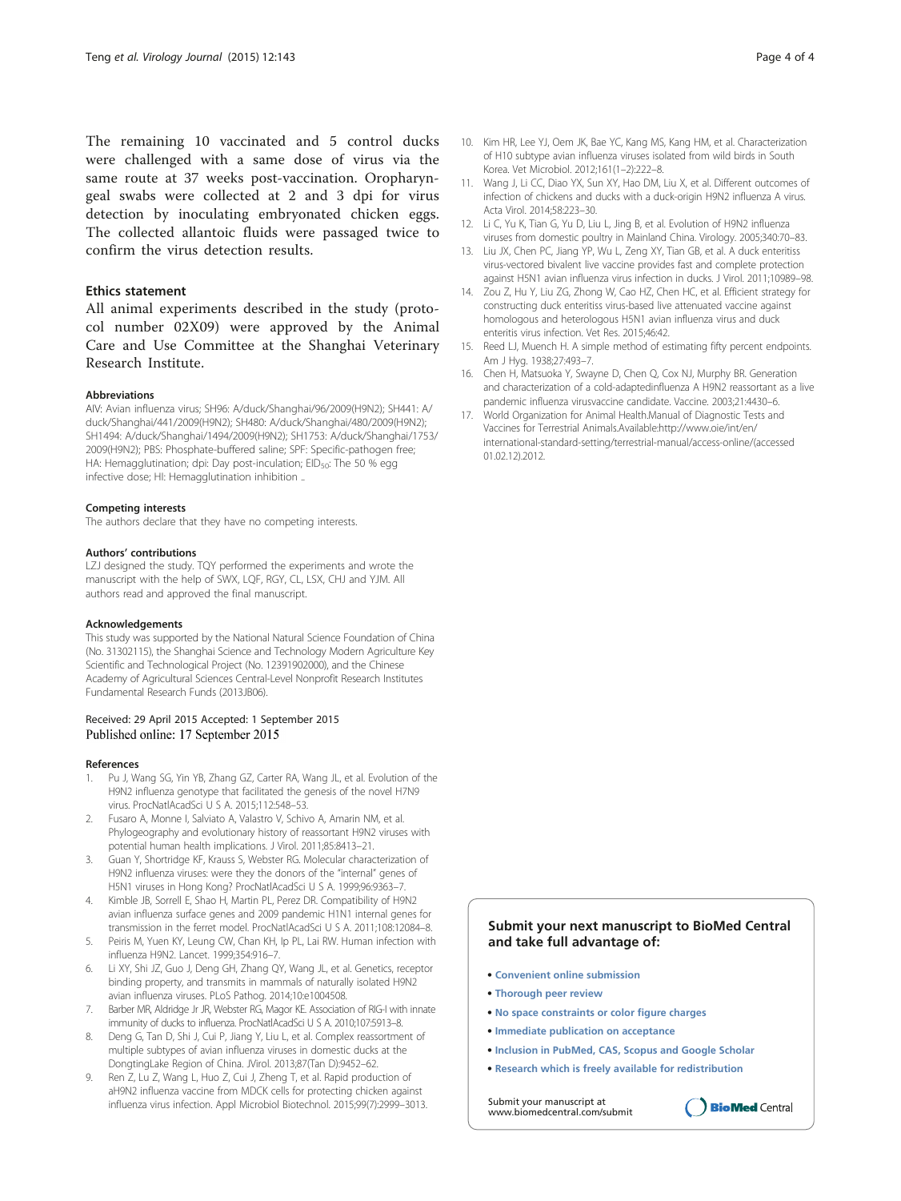The remaining 10 vaccinated and 5 control ducks were challenged with a same dose of virus via the same route at 37 weeks post-vaccination. Oropharyngeal swabs were collected at 2 and 3 dpi for virus detection by inoculating embryonated chicken eggs. The collected allantoic fluids were passaged twice to confirm the virus detection results.

## Ethics statement

All animal experiments described in the study (protocol number 02X09) were approved by the Animal Care and Use Committee at the Shanghai Veterinary Research Institute.

#### Abbreviations

AIV: Avian influenza virus; SH96: A/duck/Shanghai/96/2009(H9N2); SH441: A/duck/Shanghai/441/2009(H9N2); SH480: A/duck/Shanghai/480/2009(H9N2); SH1494: A/duck/Shanghai/1494/2009(H9N2); SH1753: A/duck/Shanghai/1753/2009(H9N2); PBS: Phosphate-buffered saline; SPF: Specific-pathogen free; HA: Hemagglutination; dpi: Day post-inculation; $EID_{50}$: The 50 % egg infective dose; HI: Hemagglutination inhibition ..

#### Competing interests

The authors declare that they have no competing interests.

#### Authors' contributions

LZJ designed the study. TQY performed the experiments and wrote the manuscript with the help of SWX, LQF, RGY, CL, LSX, CHJ and YJM. All authors read and approved the final manuscript.

#### Acknowledgements

This study was supported by the National Natural Science Foundation of China (No. 31302115), the Shanghai Science and Technology Modern Agriculture Key Scientific and Technological Project (No. 12391902000), and the Chinese Academy of Agricultural Sciences Central-Level Nonprofit Research Institutes Fundamental Research Funds (2013JB06).

Received: 29 April 2015 Accepted: 1 September 2015
Published online: 17 September 2015

#### References

1. Pu J, Wang SG, Yin YB, Zhang GZ, Carter RA, Wang JL, et al. Evolution of the H9N2 influenza genotype that facilitated the genesis of the novel H7N9 virus. ProcNatlAcadSci U S A. 2015;112:548–53.
2. Fusaro A, Monne I, Salviato A, Valastro V, Schivo A, Amarin NM, et al. Phylogeography and evolutionary history of reassortant H9N2 viruses with potential human health implications. J Virol. 2011;85:8413–21.
3. Guan Y, Shortridge KF, Krauss S, Webster RG. Molecular characterization of H9N2 influenza viruses: were they the donors of the "internal" genes of H5N1 viruses in Hong Kong? ProcNatlAcadSci U S A. 1999;96:9363–7.
4. Kimble JB, Sorrell E, Shao H, Martin PL, Perez DR. Compatibility of H9N2 avian influenza surface genes and 2009 pandemic H1N1 internal genes for transmission in the ferret model. ProcNatlAcadSci U S A. 2011;108:12084–8.
5. Peiris M, Yuen KY, Leung CW, Chan KH, Ip PL, Lai RW. Human infection with influenza H9N2. Lancet. 1999;354:916–7.
6. Li XY, Shi JZ, Guo J, Deng GH, Zhang QY, Wang JL, et al. Genetics, receptor binding property, and transmits in mammals of naturally isolated H9N2 avian influenza viruses. PLoS Pathog. 2014;10:e1004508.
7. Barber MR, Aldridge Jr JR, Webster RG, Magor KE. Association of RIG-I with innate immunity of ducks to influenza. ProcNatlAcadSci U S A. 2010;107:5913–8.
8. Deng G, Tan D, Shi J, Cui P, Jiang Y, Liu L, et al. Complex reassortment of multiple subtypes of avian influenza viruses in domestic ducks at the DongtingLake Region of China. JVirol. 2013;87(Tan D):9452–62.
9. Ren Z, Lu Z, Wang L, Huo Z, Cui J, Zheng T, et al. Rapid production of aH9N2 influenza vaccine from MDCK cells for protecting chicken against influenza virus infection. Appl Microbiol Biotechnol. 2015;99(7):2999–3013.
10. Kim HR, Lee YJ, Oem JK, Bae YC, Kang MS, Kang HM, et al. Characterization of H10 subtype avian influenza viruses isolated from wild birds in South Korea. Vet Microbiol. 2012;161(1–2):222–8.
11. Wang J, Li CC, Diao YX, Sun XY, Hao DM, Liu X, et al. Different outcomes of infection of chickens and ducks with a duck-origin H9N2 influenza A virus. Acta Virol. 2014;58:223–30.
12. Li C, Yu K, Tian G, Yu D, Liu L, Jing B, et al. Evolution of H9N2 influenza viruses from domestic poultry in Mainland China. Virology. 2005;340:70–83.
13. Liu JX, Chen PC, Jiang YP, Wu L, Zeng XY, Tian GB, et al. A duck enteritiss virus-vectored bivalent live vaccine provides fast and complete protection against H5N1 avian influenza virus infection in ducks. J Virol. 2011;10989–98.
14. Zou Z, Hu Y, Liu ZG, Zhong W, Cao HZ, Chen HC, et al. Efficient strategy for constructing duck enteritiss virus-based live attenuated vaccine against homologous and heterologous H5N1 avian influenza virus and duck enteritis virus infection. Vet Res. 2015;46:42.
15. Reed LJ, Muench H. A simple method of estimating fifty percent endpoints. Am J Hyg. 1938;27:493–7.
16. Chen H, Matsuoka Y, Swayne D, Chen Q, Cox NJ, Murphy BR. Generation and characterization of a cold-adaptedinfluenza A H9N2 reassortant as a live pandemic influenza virusvaccine candidate. Vaccine. 2003;21:4430–6.
17. World Organization for Animal Health.Manual of Diagnostic Tests and Vaccines for Terrestrial Animals.Available:http://www.oie/int/en/international-standard-setting/terrestrial-manual/access-online/(accessed 01.02.12).2012.

**Submit your next manuscript to BioMed Central and take full advantage of:**

- Convenient online submission
- Thorough peer review
- No space constraints or color figure charges
- Immediate publication on acceptance
- Inclusion in PubMed, CAS, Scopus and Google Scholar
- Research which is freely available for redistribution

Submit your manuscript at
www.biomedcentral.com/submit

BioMed Central